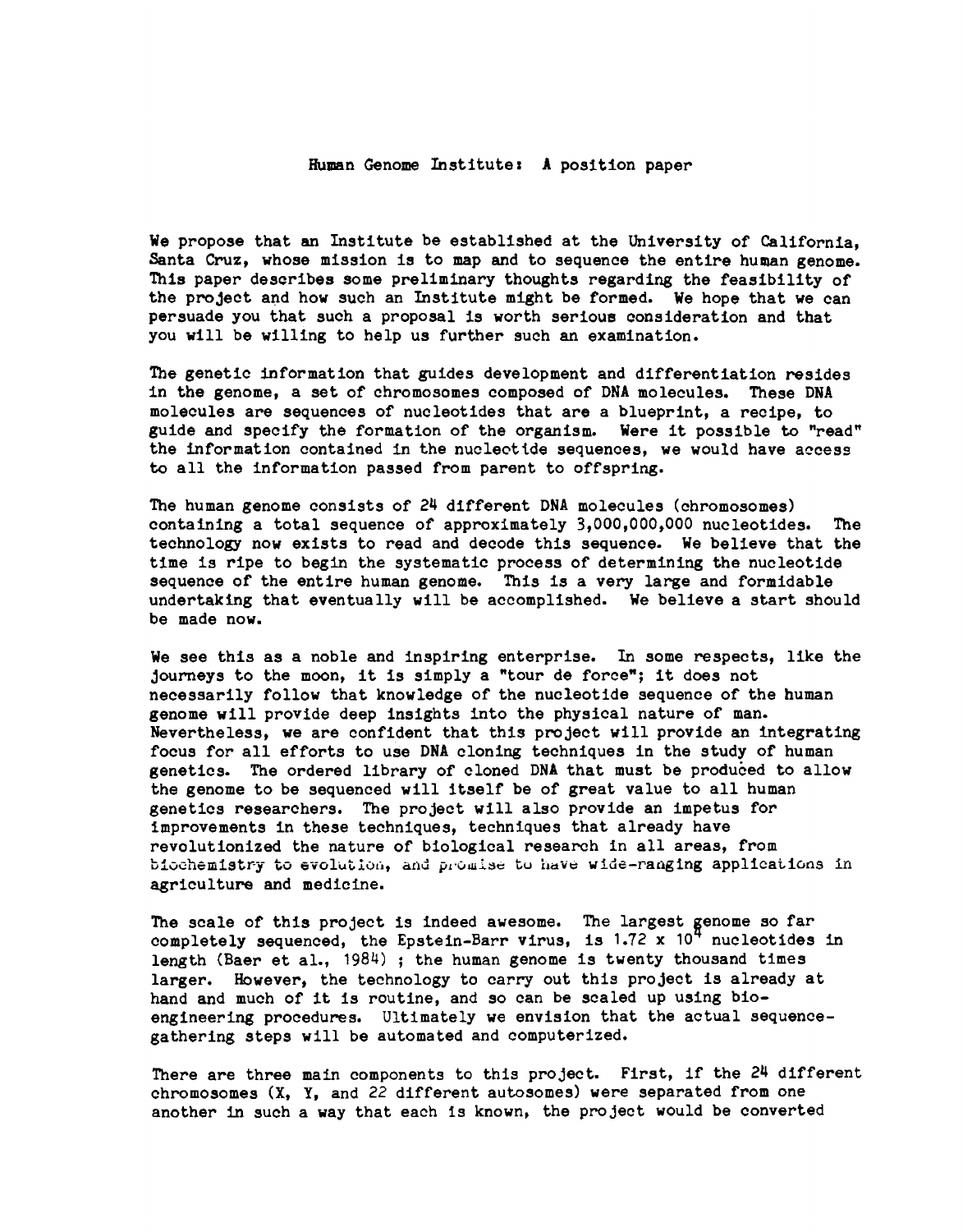# Human Genome Institute: A position paper

We propose that an Institute be established at the University of California, Santa Cruz, whose mission is to map and to sequence the entire human genome. This paper describes some preliminary thoughts regarding the feasibility of the project and how such an Institute might be formed. We hope that we can persuade you that such a proposal is worth serious consideration and that you will be willing to help us further such an examination.

The genetic information that guides development and differentiation resides in the genome, a set of chromosomes composed of DNA molecules. These DNA molecules are sequences of nucleotides that are a blueprint, a recipe, to guide and specify the formation of the organism. Were it possible to "read" the information contained in the nucleotide sequences, we would have access to all the information passed from parent to offspring.

The human genome consists of 24 different DNA molecules (chromosomes) containing a total sequence of approximately 3,000,000,000 nucleotides. The technology now exists to read and decode this sequence. We believe that the time is ripe to begin the systematic process of determining the nucleotide sequence of the entire human genome. This is a very large and formidable undertaking that eventually will be accomplished. We believe a start should be made now.

We see this as a noble and inspiring enterprise. In some respects, like the journeys to the moon, it is simply a "tour de force"; it does not necessarily follow that knowledge of the nucleotide sequence of the human genome will provide deep insights into the physical nature of man. Nevertheless, we are confident that this project will provide an integrating focus for all efforts to use DNA cloning techniques in the study of human genetics. The ordered library of cloned DNA that must be produced to allow the genome to be sequenced will itself be of great value to all human genetics researchers. The project will also provide an impetus for improvements in these techniques, techniques that already have revolutionized the nature of biological research in all areas, from biochemistry to evolution, and promise to have wide-ranging applications in agriculture and medicine.

The scale of this project is indeed awesome. The largest genome so far completely sequenced, the Epstein-Barr virus, is $1.72 \times 10^{5}$ nucleotides in length (Baer et al., 1984) ; the human genome is twenty thousand times larger. However, the technology to carry out this project is already at hand and much of it is routine, and so can be scaled up using bio-engineering procedures. Ultimately we envision that the actual sequence-gathering steps will be automated and computerized.

There are three main components to this project. First, if the 24 different chromosomes (X, Y, and 22 different autosomes) were separated from one another in such a way that each is known, the project would be converted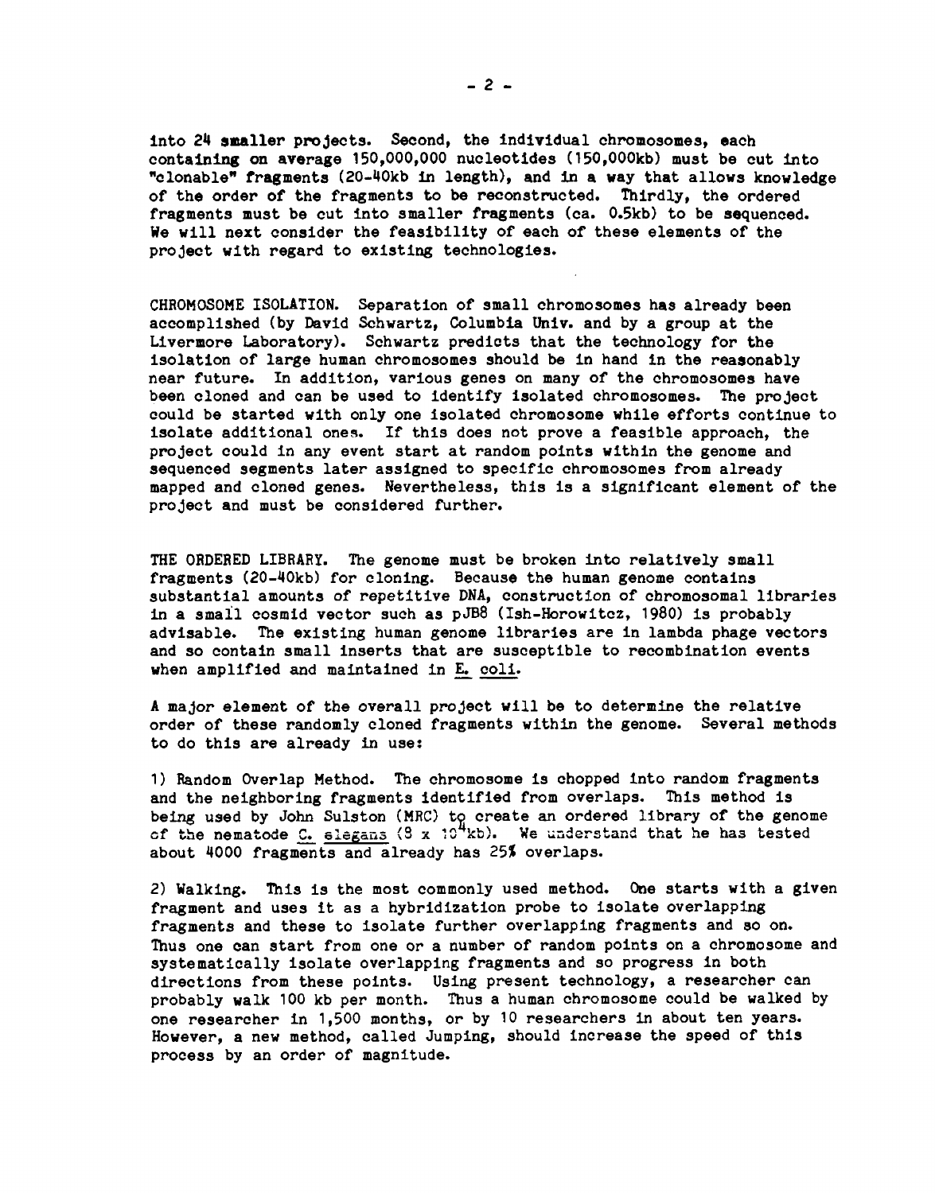into 24 smaller projects. Second, the individual chromosomes, each containing on average 150,000,000 nucleotides (150,000kb) must be cut into "clonable" fragments (20-40kb in length), and in a way that allows knowledge of the order of the fragments to be reconstructed. Thirdly, the ordered fragments must be cut into smaller fragments (ca. 0.5kb) to be sequenced. We will next consider the feasibility of each of these elements of the project with regard to existing technologies.

CHROMOSOME ISOLATION. Separation of small chromosomes has already been accomplished (by David Schwartz, Columbia Univ. and by a group at the Livermore Laboratory). Schwartz predicts that the technology for the isolation of large human chromosomes should be in hand in the reasonably near future. In addition, various genes on many of the chromosomes have been cloned and can be used to identify isolated chromosomes. The project could be started with only one isolated chromosome while efforts continue to isolate additional ones. If this does not prove a feasible approach, the project could in any event start at random points within the genome and sequenced segments later assigned to specific chromosomes from already mapped and cloned genes. Nevertheless, this is a significant element of the project and must be considered further.

THE ORDERED LIBRARY. The genome must be broken into relatively small fragments (20-40kb) for cloning. Because the human genome contains substantial amounts of repetitive DNA, construction of chromosomal libraries in a small cosmid vector such as pJB8 (Ish-Horowitcz, 1980) is probably advisable. The existing human genome libraries are in lambda phage vectors and so contain small inserts that are susceptible to recombination events when amplified and maintained in E. coli.

A major element of the overall project will be to determine the relative order of these randomly cloned fragments within the genome. Several methods to do this are already in use:

1) Random Overlap Method. The chromosome is chopped into random fragments and the neighboring fragments identified from overlaps. This method is being used by John Sulston (MRC) to create an ordered library of the genome of the nematode C. elegans ($8 \times 10^4$kb). We understand that he has tested about 4000 fragments and already has 25% overlaps.

2) Walking. This is the most commonly used method. One starts with a given fragment and uses it as a hybridization probe to isolate overlapping fragments and these to isolate further overlapping fragments and so on. Thus one can start from one or a number of random points on a chromosome and systematically isolate overlapping fragments and so progress in both directions from these points. Using present technology, a researcher can probably walk 100 kb per month. Thus a human chromosome could be walked by one researcher in 1,500 months, or by 10 researchers in about ten years. However, a new method, called Jumping, should increase the speed of this process by an order of magnitude.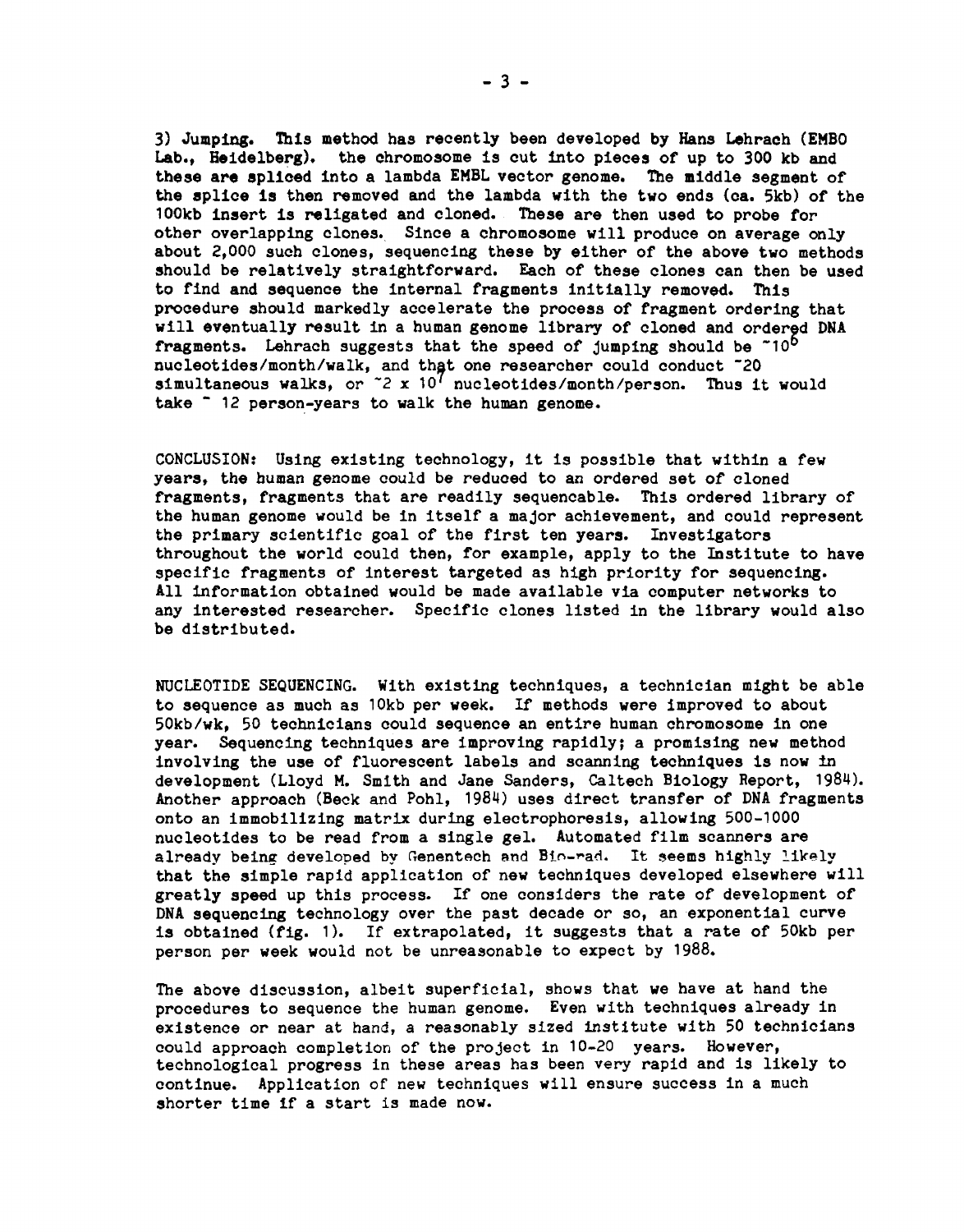3) Jumping. This method has recently been developed by Hans Lehrach (EMBO Lab., Heidelberg). the chromosome is cut into pieces of up to 300 kb and these are spliced into a lambda EMBL vector genome. The middle segment of the splice is then removed and the lambda with the two ends (ca. 5kb) of the 100kb insert is religated and cloned. These are then used to probe for other overlapping clones. Since a chromosome will produce on average only about 2,000 such clones, sequencing these by either of the above two methods should be relatively straightforward. Each of these clones can then be used to find and sequence the internal fragments initially removed. This procedure should markedly accelerate the process of fragment ordering that will eventually result in a human genome library of cloned and ordered DNA fragments. Lehrach suggests that the speed of jumping should be $\sim 10^6$ nucleotides/month/walk, and that one researcher could conduct ~20 simultaneous walks, or $\sim 2 \times 10^7$ nucleotides/month/person. Thus it would take ~ 12 person-years to walk the human genome.

CONCLUSION: Using existing technology, it is possible that within a few years, the human genome could be reduced to an ordered set of cloned fragments, fragments that are readily sequencable. This ordered library of the human genome would be in itself a major achievement, and could represent the primary scientific goal of the first ten years. Investigators throughout the world could then, for example, apply to the Institute to have specific fragments of interest targeted as high priority for sequencing. All information obtained would be made available via computer networks to any interested researcher. Specific clones listed in the library would also be distributed.

NUCLEOTIDE SEQUENCING. With existing techniques, a technician might be able to sequence as much as 10kb per week. If methods were improved to about 50kb/wk, 50 technicians could sequence an entire human chromosome in one year. Sequencing techniques are improving rapidly; a promising new method involving the use of fluorescent labels and scanning techniques is now in development (Lloyd M. Smith and Jane Sanders, Caltech Biology Report, 1984). Another approach (Beck and Pohl, 1984) uses direct transfer of DNA fragments onto an immobilizing matrix during electrophoresis, allowing 500-1000 nucleotides to be read from a single gel. Automated film scanners are already being developed by Genentech and Bio-rad. It seems highly likely that the simple rapid application of new techniques developed elsewhere will greatly speed up this process. If one considers the rate of development of DNA sequencing technology over the past decade or so, an exponential curve is obtained (fig. 1). If extrapolated, it suggests that a rate of 50kb per person per week would not be unreasonable to expect by 1988.

The above discussion, albeit superficial, shows that we have at hand the procedures to sequence the human genome. Even with techniques already in existence or near at hand, a reasonably sized institute with 50 technicians could approach completion of the project in 10-20 years. However, technological progress in these areas has been very rapid and is likely to continue. Application of new techniques will ensure success in a much shorter time if a start is made now.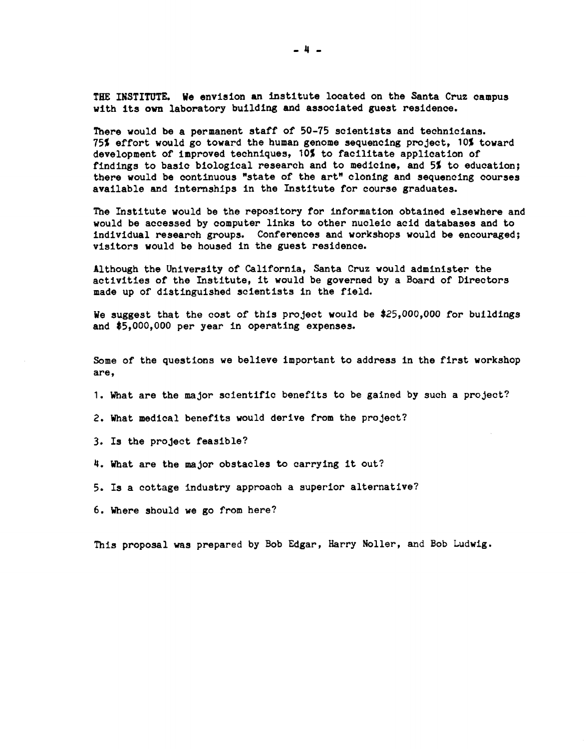**THE INSTITUTE.** We envision an institute located on the Santa Cruz campus with its own laboratory building and associated guest residence.

There would be a permanent staff of 50-75 scientists and technicians. 75% effort would go toward the human genome sequencing project, 10% toward development of improved techniques, 10% to facilitate application of findings to basic biological research and to medicine, and 5% to education; there would be continuous "state of the art" cloning and sequencing courses available and internships in the Institute for course graduates.

The Institute would be the repository for information obtained elsewhere and would be accessed by computer links to other nucleic acid databases and to individual research groups. Conferences and workshops would be encouraged; visitors would be housed in the guest residence.

Although the University of California, Santa Cruz would administer the activities of the Institute, it would be governed by a Board of Directors made up of distinguished scientists in the field.

We suggest that the cost of this project would be $25,000,000 for buildings and $5,000,000 per year in operating expenses.

Some of the questions we believe important to address in the first workshop are,

1. What are the major scientific benefits to be gained by such a project?

2. What medical benefits would derive from the project?

3. Is the project feasible?

4. What are the major obstacles to carrying it out?

5. Is a cottage industry approach a superior alternative?

6. Where should we go from here?

This proposal was prepared by Bob Edgar, Harry Noller, and Bob Ludwig.